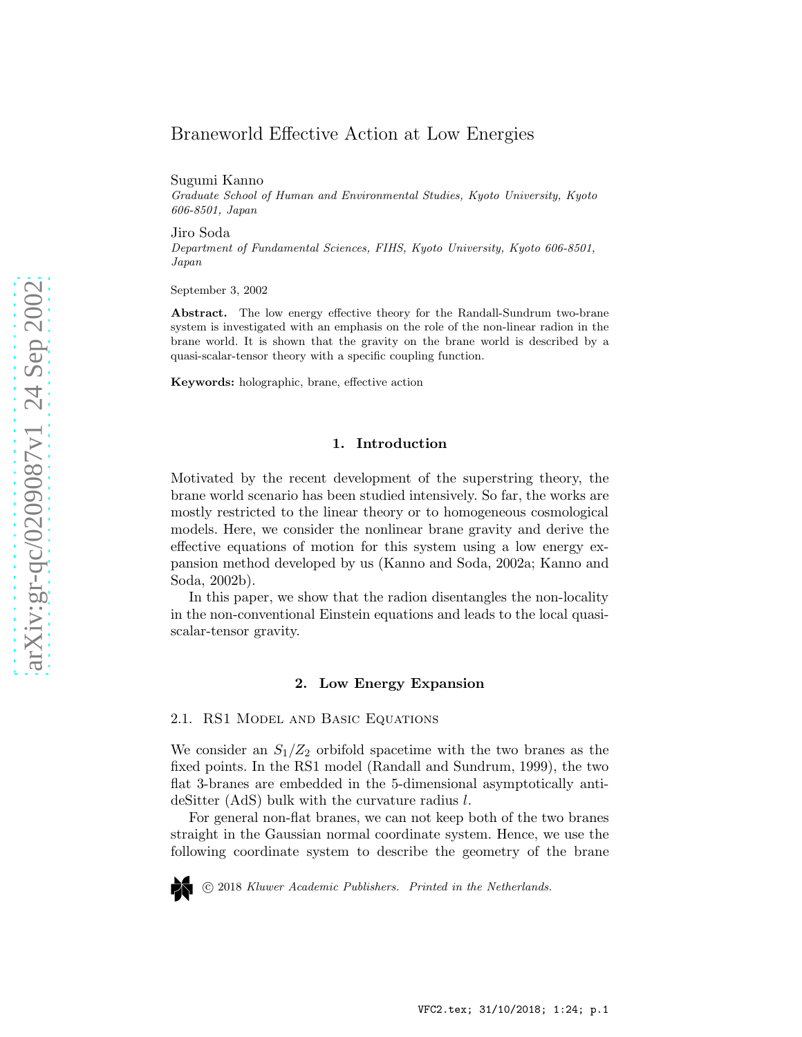# Braneworld Effective Action at Low Energies

Sugumi Kanno
*Graduate School of Human and Environmental Studies, Kyoto University, Kyoto 606-8501, Japan*

Jiro Soda
*Department of Fundamental Sciences, FIHS, Kyoto University, Kyoto 606-8501, Japan*

September 3, 2002

**Abstract.** The low energy effective theory for the Randall-Sundrum two-brane system is investigated with an emphasis on the role of the non-linear radion in the brane world. It is shown that the gravity on the brane world is described by a quasi-scalar-tensor theory with a specific coupling function.

**Keywords:** holographic, brane, effective action

## 1. Introduction

Motivated by the recent development of the superstring theory, the brane world scenario has been studied intensively. So far, the works are mostly restricted to the linear theory or to homogeneous cosmological models. Here, we consider the nonlinear brane gravity and derive the effective equations of motion for this system using a low energy expansion method developed by us (Kanno and Soda, 2002a; Kanno and Soda, 2002b).

In this paper, we show that the radion disentangles the non-locality in the non-conventional Einstein equations and leads to the local quasi-scalar-tensor gravity.

## 2. Low Energy Expansion

### 2.1. RS1 Model and Basic Equations

We consider an $S_1/Z_2$ orbifold spacetime with the two branes as the fixed points. In the RS1 model (Randall and Sundrum, 1999), the two flat 3-branes are embedded in the 5-dimensional asymptotically anti-deSitter (AdS) bulk with the curvature radius $l$.

For general non-flat branes, we can not keep both of the two branes straight in the Gaussian normal coordinate system. Hence, we use the following coordinate system to describe the geometry of the brane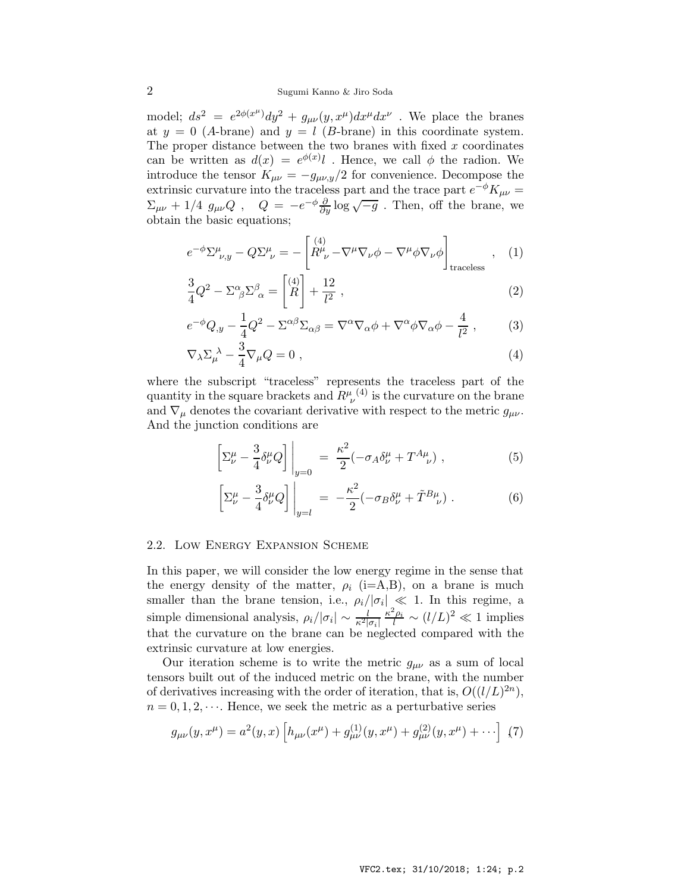model; $ds^2 = e^{2\phi(x^\mu)}dy^2 + g_{\mu\nu}(y, x^\mu)dx^\mu dx^\nu$ . We place the branes at $y = 0$ ($A$-brane) and $y = l$ ($B$-brane) in this coordinate system. The proper distance between the two branes with fixed $x$ coordinates can be written as $d(x) = e^{\phi(x)}l$ . Hence, we call $\phi$ the radion. We introduce the tensor $K_{\mu\nu} = -g_{\mu\nu,y}/2$ for convenience. Decompose the extrinsic curvature into the traceless part and the trace part $e^{-\phi}K_{\mu\nu} = \Sigma_{\mu\nu} + 1/4\ g_{\mu\nu}Q$ , $\quad Q = -e^{-\phi}\frac{\partial}{\partial y}\log\sqrt{-g}$ . Then, off the brane, we obtain the basic equations;

$$e^{-\phi}\Sigma^\mu{}_{\nu,y} - Q\Sigma^\mu{}_\nu = -\left[\overset{(4)}{R^\mu}{}_\nu - \nabla^\mu\nabla_\nu\phi - \nabla^\mu\phi\nabla_\nu\phi\right]_{\text{traceless}} , \quad (1)$$

$$\frac{3}{4}Q^2 - \Sigma^\alpha{}_\beta\Sigma^\beta{}_\alpha = \left[\overset{(4)}{R}\right] + \frac{12}{l^2} , \quad (2)$$

$$e^{-\phi}Q_{,y} - \frac{1}{4}Q^2 - \Sigma^{\alpha\beta}\Sigma_{\alpha\beta} = \nabla^\alpha\nabla_\alpha\phi + \nabla^\alpha\phi\nabla_\alpha\phi - \frac{4}{l^2} , \quad (3)$$

$$\nabla_\lambda\Sigma_\mu{}^\lambda - \frac{3}{4}\nabla_\mu Q = 0 , \quad (4)$$

where the subscript "traceless" represents the traceless part of the quantity in the square brackets and $R^\mu{}_\nu{}^{(4)}$ is the curvature on the brane and $\nabla_\mu$ denotes the covariant derivative with respect to the metric $g_{\mu\nu}$. And the junction conditions are

$$\left[\Sigma^\mu_\nu - \frac{3}{4}\delta^\mu_\nu Q\right]\Bigg|_{y=0} = \frac{\kappa^2}{2}(-\sigma_A\delta^\mu_\nu + T^{A\mu}{}_\nu) , \quad (5)$$

$$\left[\Sigma^\mu_\nu - \frac{3}{4}\delta^\mu_\nu Q\right]\Bigg|_{y=l} = -\frac{\kappa^2}{2}(-\sigma_B\delta^\mu_\nu + \tilde{T}^{B\mu}{}_\nu) . \quad (6)$$

### 2.2. Low Energy Expansion Scheme

In this paper, we will consider the low energy regime in the sense that the energy density of the matter, $\rho_i$ (i=A,B), on a brane is much smaller than the brane tension, i.e., $\rho_i/|\sigma_i| \ll 1$. In this regime, a simple dimensional analysis, $\rho_i/|\sigma_i| \sim \frac{l}{\kappa^2|\sigma_i|}\frac{\kappa^2\rho_i}{l} \sim (l/L)^2 \ll 1$ implies that the curvature on the brane can be neglected compared with the extrinsic curvature at low energies.

Our iteration scheme is to write the metric $g_{\mu\nu}$ as a sum of local tensors built out of the induced metric on the brane, with the number of derivatives increasing with the order of iteration, that is, $O((l/L)^{2n})$, $n = 0, 1, 2, \cdots$. Hence, we seek the metric as a perturbative series

$$g_{\mu\nu}(y, x^\mu) = a^2(y, x)\left[h_{\mu\nu}(x^\mu) + g^{(1)}_{\mu\nu}(y, x^\mu) + g^{(2)}_{\mu\nu}(y, x^\mu) + \cdots\right] , \quad (7)$$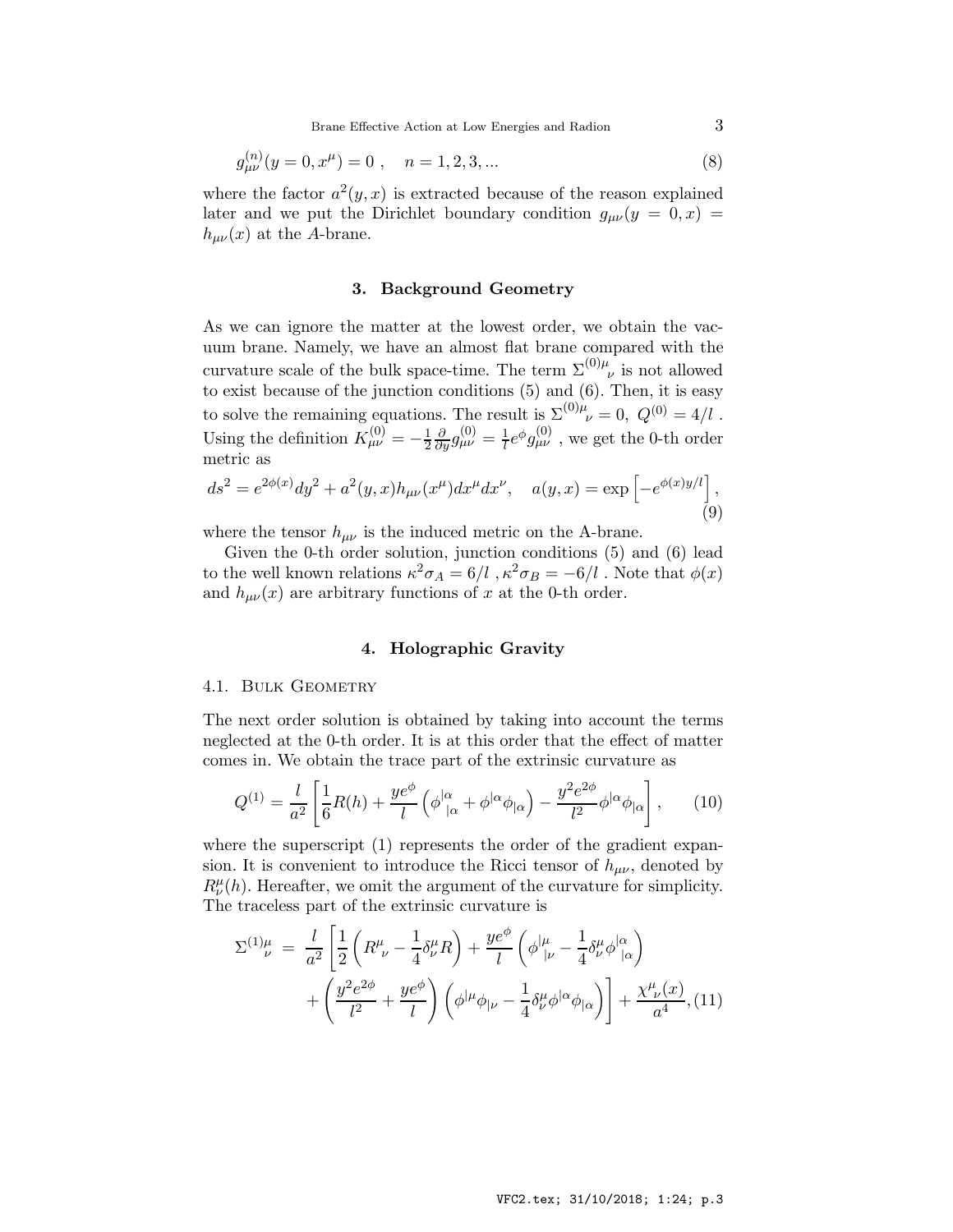$$
g^{(n)}_{\mu\nu}(y=0,x^\mu)=0 \ , \quad n=1,2,3,... \tag{8}
$$

where the factor $a^2(y,x)$ is extracted because of the reason explained later and we put the Dirichlet boundary condition $g_{\mu\nu}(y=0,x) = h_{\mu\nu}(x)$ at the $A$-brane.

## 3. Background Geometry

As we can ignore the matter at the lowest order, we obtain the vacuum brane. Namely, we have an almost flat brane compared with the curvature scale of the bulk space-time. The term $\Sigma^{(0)\mu}{}_\nu$ is not allowed to exist because of the junction conditions (5) and (6). Then, it is easy to solve the remaining equations. The result is $\Sigma^{(0)\mu}{}_\nu = 0,\ Q^{(0)} = 4/l$ . Using the definition $K^{(0)}_{\mu\nu} = -\frac{1}{2}\frac{\partial}{\partial y} g^{(0)}_{\mu\nu} = \frac{1}{l}e^\phi g^{(0)}_{\mu\nu}$ , we get the 0-th order metric as

$$
ds^2 = e^{2\phi(x)}dy^2 + a^2(y,x)h_{\mu\nu}(x^\mu)dx^\mu dx^\nu, \quad a(y,x) = \exp\left[-e^{\phi(x)y/l}\right], \tag{9}
$$

where the tensor $h_{\mu\nu}$ is the induced metric on the A-brane.

Given the 0-th order solution, junction conditions (5) and (6) lead to the well known relations $\kappa^2\sigma_A = 6/l$ , $\kappa^2\sigma_B = -6/l$ . Note that $\phi(x)$ and $h_{\mu\nu}(x)$ are arbitrary functions of $x$ at the 0-th order.

## 4. Holographic Gravity

### 4.1. Bulk Geometry

The next order solution is obtained by taking into account the terms neglected at the 0-th order. It is at this order that the effect of matter comes in. We obtain the trace part of the extrinsic curvature as

$$
Q^{(1)} = \frac{l}{a^2}\left[\frac{1}{6}R(h) + \frac{ye^\phi}{l}\left(\phi^{|\alpha}{}_{|\alpha} + \phi^{|\alpha}\phi_{|\alpha}\right) - \frac{y^2e^{2\phi}}{l^2}\phi^{|\alpha}\phi_{|\alpha}\right], \tag{10}
$$

where the superscript (1) represents the order of the gradient expansion. It is convenient to introduce the Ricci tensor of $h_{\mu\nu}$, denoted by $R^\mu_\nu(h)$. Hereafter, we omit the argument of the curvature for simplicity. The traceless part of the extrinsic curvature is

$$
\begin{aligned}
\Sigma^{(1)\mu}_{\ \ \nu} \ = \ & \frac{l}{a^2}\left[\frac{1}{2}\left(R^\mu{}_\nu - \frac{1}{4}\delta^\mu_\nu R\right) + \frac{ye^\phi}{l}\left(\phi^{|\mu}{}_{|\nu} - \frac{1}{4}\delta^\mu_\nu\phi^{|\alpha}{}_{|\alpha}\right)\right. \\
& \left. + \left(\frac{y^2e^{2\phi}}{l^2} + \frac{ye^\phi}{l}\right)\left(\phi^{|\mu}\phi_{|\nu} - \frac{1}{4}\delta^\mu_\nu\phi^{|\alpha}\phi_{|\alpha}\right)\right] + \frac{\chi^\mu{}_\nu(x)}{a^4},
\end{aligned} \tag{11}
$$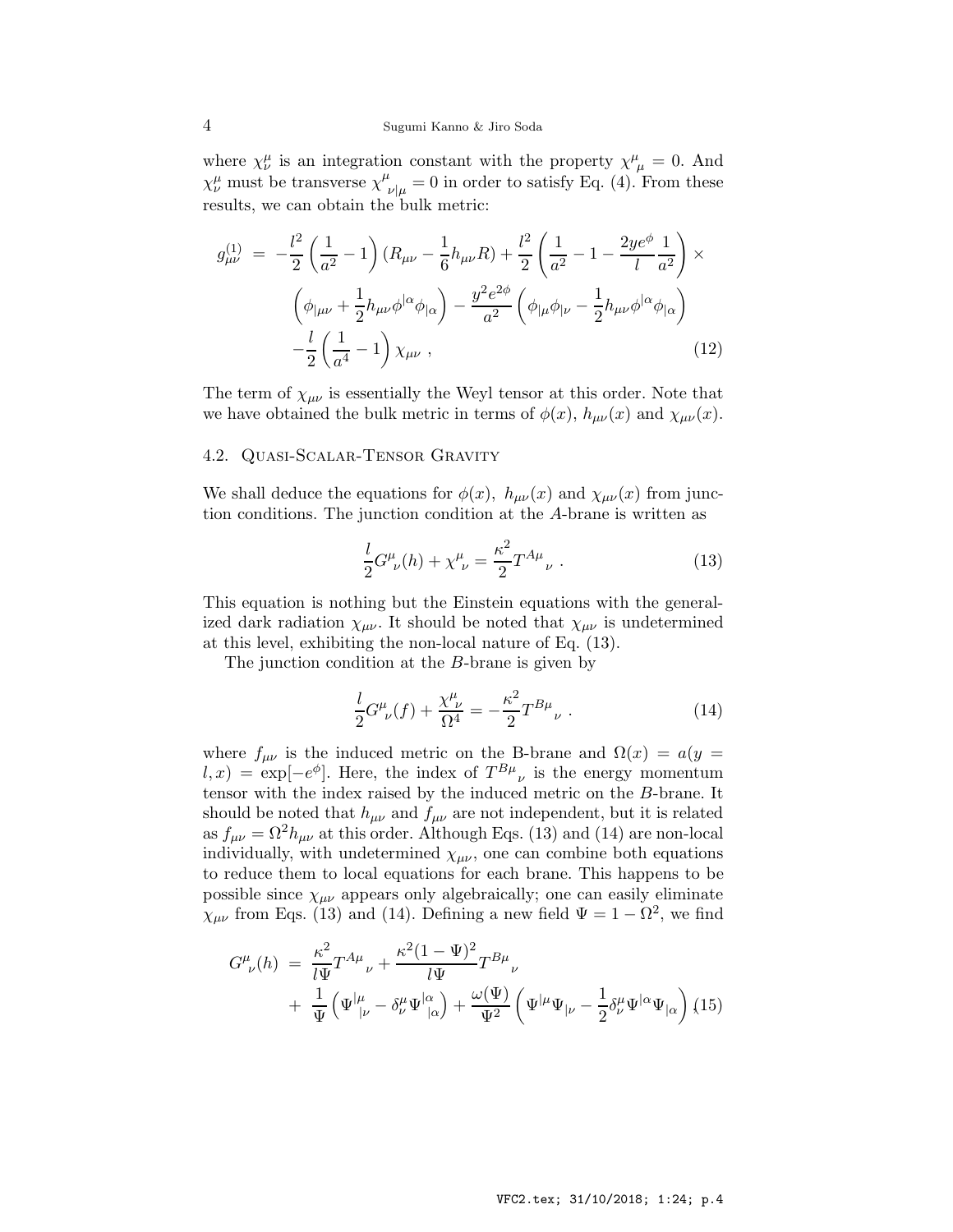where $\chi^\mu_\nu$ is an integration constant with the property $\chi^\mu{}_\mu = 0$. And $\chi^\mu_\nu$ must be transverse $\chi^\mu{}_{\nu|\mu} = 0$ in order to satisfy Eq. (4). From these results, we can obtain the bulk metric:

$$
\begin{aligned}
g^{(1)}_{\mu\nu} \ = \ & -\frac{l^2}{2}\left(\frac{1}{a^2}-1\right)(R_{\mu\nu} - \frac{1}{6}h_{\mu\nu}R) + \frac{l^2}{2}\left(\frac{1}{a^2} - 1 - \frac{2ye^{\phi}}{l}\frac{1}{a^2}\right) \times \\
& \left(\phi_{|\mu\nu} + \frac{1}{2}h_{\mu\nu}\phi^{|\alpha}\phi_{|\alpha}\right) - \frac{y^2 e^{2\phi}}{a^2}\left(\phi_{|\mu}\phi_{|\nu} - \frac{1}{2}h_{\mu\nu}\phi^{|\alpha}\phi_{|\alpha}\right) \\
& -\frac{l}{2}\left(\frac{1}{a^4}-1\right)\chi_{\mu\nu} \ ,
\end{aligned}
\tag{12}
$$

The term of $\chi_{\mu\nu}$ is essentially the Weyl tensor at this order. Note that we have obtained the bulk metric in terms of $\phi(x)$, $h_{\mu\nu}(x)$ and $\chi_{\mu\nu}(x)$.

### 4.2. Quasi-Scalar-Tensor Gravity

We shall deduce the equations for $\phi(x)$, $h_{\mu\nu}(x)$ and $\chi_{\mu\nu}(x)$ from junction conditions. The junction condition at the $A$-brane is written as

$$
\frac{l}{2}G^\mu{}_\nu(h) + \chi^\mu{}_\nu = \frac{\kappa^2}{2}T^{A\mu}{}_\nu \ . \tag{13}
$$

This equation is nothing but the Einstein equations with the generalized dark radiation $\chi_{\mu\nu}$. It should be noted that $\chi_{\mu\nu}$ is undetermined at this level, exhibiting the non-local nature of Eq. (13).

The junction condition at the $B$-brane is given by

$$
\frac{l}{2}G^\mu{}_\nu(f) + \frac{\chi^\mu_\nu}{\Omega^4} = -\frac{\kappa^2}{2}T^{B\mu}{}_\nu \ . \tag{14}
$$

where $f_{\mu\nu}$ is the induced metric on the B-brane and $\Omega(x) = a(y = l, x) = \exp[-e^\phi]$. Here, the index of $T^{B\mu}{}_\nu$ is the energy momentum tensor with the index raised by the induced metric on the $B$-brane. It should be noted that $h_{\mu\nu}$ and $f_{\mu\nu}$ are not independent, but it is related as $f_{\mu\nu} = \Omega^2 h_{\mu\nu}$ at this order. Although Eqs. (13) and (14) are non-local individually, with undetermined $\chi_{\mu\nu}$, one can combine both equations to reduce them to local equations for each brane. This happens to be possible since $\chi_{\mu\nu}$ appears only algebraically; one can easily eliminate $\chi_{\mu\nu}$ from Eqs. (13) and (14). Defining a new field $\Psi = 1 - \Omega^2$, we find

$$
\begin{aligned}
G^\mu{}_\nu(h) \ = \ & \frac{\kappa^2}{l\Psi}T^{A\mu}{}_\nu + \frac{\kappa^2(1-\Psi)^2}{l\Psi}T^{B\mu}{}_\nu \\
& + \ \frac{1}{\Psi}\left(\Psi^{|\mu}{}_{|\nu} - \delta^\mu_\nu \Psi^{|\alpha}{}_{|\alpha}\right) + \frac{\omega(\Psi)}{\Psi^2}\left(\Psi^{|\mu}\Psi_{|\nu} - \frac{1}{2}\delta^\mu_\nu \Psi^{|\alpha}\Psi_{|\alpha}\right)
\end{aligned}
\tag{15}
$$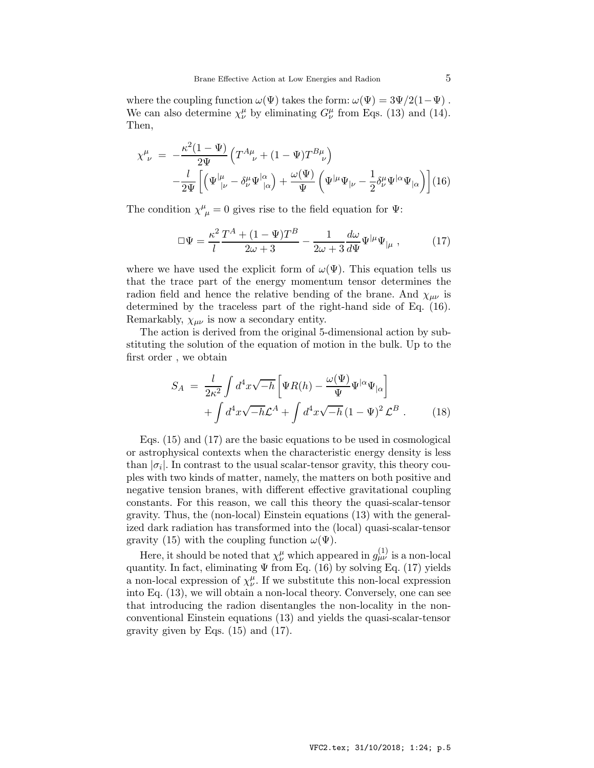where the coupling function $\omega(\Psi)$ takes the form: $\omega(\Psi) = 3\Psi/2(1-\Psi)$ . We can also determine $\chi^\mu_\nu$ by eliminating $G^\mu_\nu$ from Eqs. (13) and (14). Then,

$$
\begin{aligned}
\chi^{\mu}{}_{\nu} \;=\; & -\frac{\kappa^2(1-\Psi)}{2\Psi}\left(T^{A\mu}{}_{\nu} + (1-\Psi)T^{B\mu}{}_{\nu}\right) \\
& -\frac{l}{2\Psi}\left[\left(\Psi^{|\mu}{}_{|\nu} - \delta^\mu_\nu \Psi^{|\alpha}{}_{|\alpha}\right) + \frac{\omega(\Psi)}{\Psi}\left(\Psi^{|\mu}\Psi_{|\nu} - \frac{1}{2}\delta^\mu_\nu \Psi^{|\alpha}\Psi_{|\alpha}\right)\right] \qquad (16)
\end{aligned}
$$

The condition $\chi^{\mu}{}_{\mu} = 0$ gives rise to the field equation for $\Psi$:

$$
\Box\Psi = \frac{\kappa^2}{l}\frac{T^A + (1-\Psi)T^B}{2\omega+3} - \frac{1}{2\omega+3}\frac{d\omega}{d\Psi}\Psi^{|\mu}\Psi_{|\mu} \ , \qquad (17)
$$

where we have used the explicit form of $\omega(\Psi)$. This equation tells us that the trace part of the energy momentum tensor determines the radion field and hence the relative bending of the brane. And $\chi_{\mu\nu}$ is determined by the traceless part of the right-hand side of Eq. (16). Remarkably, $\chi_{\mu\nu}$ is now a secondary entity.

The action is derived from the original 5-dimensional action by substituting the solution of the equation of motion in the bulk. Up to the first order , we obtain

$$
\begin{aligned}
S_A \;=\; & \frac{l}{2\kappa^2}\int d^4x\sqrt{-h}\left[\Psi R(h) - \frac{\omega(\Psi)}{\Psi}\Psi^{|\alpha}\Psi_{|\alpha}\right] \\
& + \int d^4x\sqrt{-h}\mathcal{L}^A + \int d^4x\sqrt{-h}\,(1-\Psi)^2\,\mathcal{L}^B \ . \qquad (18)
\end{aligned}
$$

Eqs. (15) and (17) are the basic equations to be used in cosmological or astrophysical contexts when the characteristic energy density is less than $|\sigma_i|$. In contrast to the usual scalar-tensor gravity, this theory couples with two kinds of matter, namely, the matters on both positive and negative tension branes, with different effective gravitational coupling constants. For this reason, we call this theory the quasi-scalar-tensor gravity. Thus, the (non-local) Einstein equations (13) with the generalized dark radiation has transformed into the (local) quasi-scalar-tensor gravity (15) with the coupling function $\omega(\Psi)$.

Here, it should be noted that $\chi^\mu_\nu$ which appeared in $g^{(1)}_{\mu\nu}$ is a non-local quantity. In fact, eliminating $\Psi$ from Eq. (16) by solving Eq. (17) yields a non-local expression of $\chi^\mu_\nu$. If we substitute this non-local expression into Eq. (13), we will obtain a non-local theory. Conversely, one can see that introducing the radion disentangles the non-locality in the nonconventional Einstein equations (13) and yields the quasi-scalar-tensor gravity given by Eqs. (15) and (17).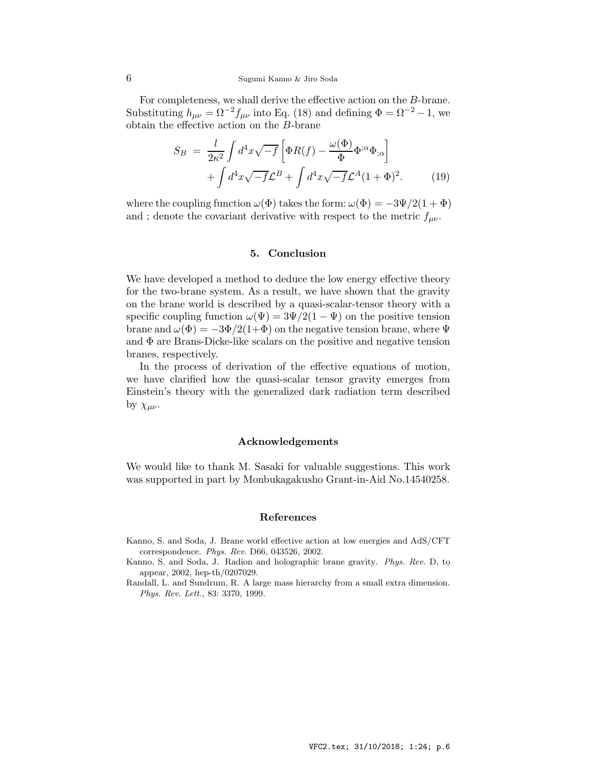For completeness, we shall derive the effective action on the $B$-brane. Substituting $h_{\mu\nu} = \Omega^{-2} f_{\mu\nu}$ into Eq. (18) and defining $\Phi = \Omega^{-2} - 1$, we obtain the effective action on the $B$-brane

$$
\begin{aligned}
S_B \;=\; & \frac{l}{2\kappa^2} \int d^4x \sqrt{-f} \left[ \Phi R(f) - \frac{\omega(\Phi)}{\Phi} \Phi^{;\alpha} \Phi_{;\alpha} \right] \\
& + \int d^4x \sqrt{-f} \mathcal{L}^B + \int d^4x \sqrt{-f} \mathcal{L}^A (1+\Phi)^2. \qquad (19)
\end{aligned}
$$

where the coupling function $\omega(\Phi)$ takes the form: $\omega(\Phi) = -3\Psi/2(1+\Phi)$ and ; denote the covariant derivative with respect to the metric $f_{\mu\nu}$.

## 5. Conclusion

We have developed a method to deduce the low energy effective theory for the two-brane system. As a result, we have shown that the gravity on the brane world is described by a quasi-scalar-tensor theory with a specific coupling function $\omega(\Psi) = 3\Psi/2(1-\Psi)$ on the positive tension brane and $\omega(\Phi) = -3\Phi/2(1+\Phi)$ on the negative tension brane, where $\Psi$ and $\Phi$ are Brans-Dicke-like scalars on the positive and negative tension branes, respectively.

In the process of derivation of the effective equations of motion, we have clarified how the quasi-scalar tensor gravity emerges from Einstein's theory with the generalized dark radiation term described by $\chi_{\mu\nu}$.

## Acknowledgements

We would like to thank M. Sasaki for valuable suggestions. This work was supported in part by Monbukagakusho Grant-in-Aid No.14540258.

## References

Kanno, S. and Soda, J. Brane world effective action at low energies and AdS/CFT correspondence. *Phys. Rev.* D66, 043526, 2002.

Kanno, S. and Soda, J. Radion and holographic brane gravity. *Phys. Rev.* D, to appear, 2002, hep-th/0207029.

Randall, L. and Sundrum, R. A large mass hierarchy from a small extra dimension. *Phys. Rev. Lett.*, 83: 3370, 1999.